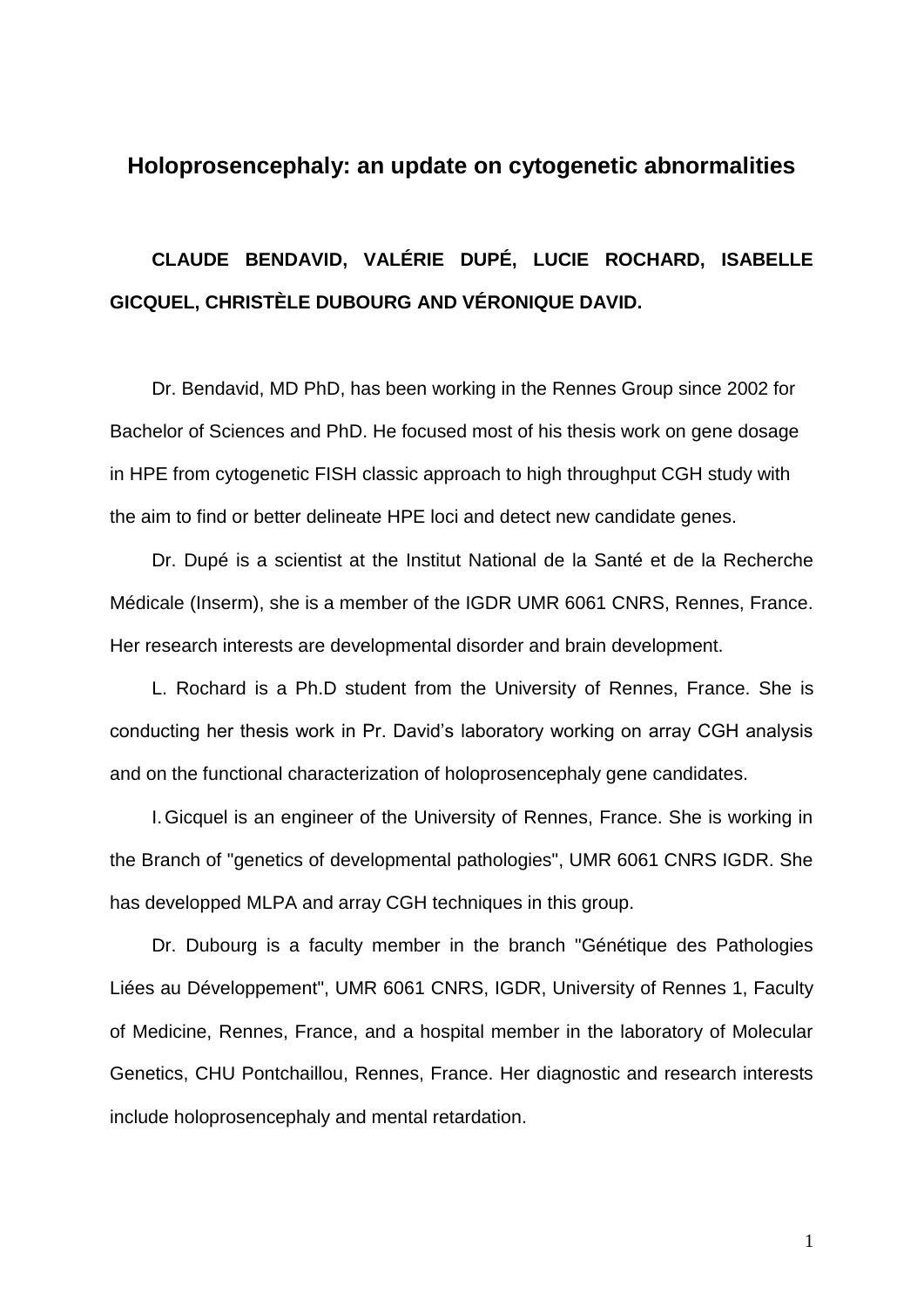# Holoprosencephaly: an update on cytogenetic abnormalities

**CLAUDE BENDAVID, VALÉRIE DUPÉ, LUCIE ROCHARD, ISABELLE GICQUEL, CHRISTÈLE DUBOURG AND VÉRONIQUE DAVID.**

Dr. Bendavid, MD PhD, has been working in the Rennes Group since 2002 for Bachelor of Sciences and PhD. He focused most of his thesis work on gene dosage in HPE from cytogenetic FISH classic approach to high throughput CGH study with the aim to find or better delineate HPE loci and detect new candidate genes.

Dr. Dupé is a scientist at the Institut National de la Santé et de la Recherche Médicale (Inserm), she is a member of the IGDR UMR 6061 CNRS, Rennes, France. Her research interests are developmental disorder and brain development.

L. Rochard is a Ph.D student from the University of Rennes, France. She is conducting her thesis work in Pr. David's laboratory working on array CGH analysis and on the functional characterization of holoprosencephaly gene candidates.

I. Gicquel is an engineer of the University of Rennes, France. She is working in the Branch of "genetics of developmental pathologies", UMR 6061 CNRS IGDR. She has developped MLPA and array CGH techniques in this group.

Dr. Dubourg is a faculty member in the branch "Génétique des Pathologies Liées au Développement", UMR 6061 CNRS, IGDR, University of Rennes 1, Faculty of Medicine, Rennes, France, and a hospital member in the laboratory of Molecular Genetics, CHU Pontchaillou, Rennes, France. Her diagnostic and research interests include holoprosencephaly and mental retardation.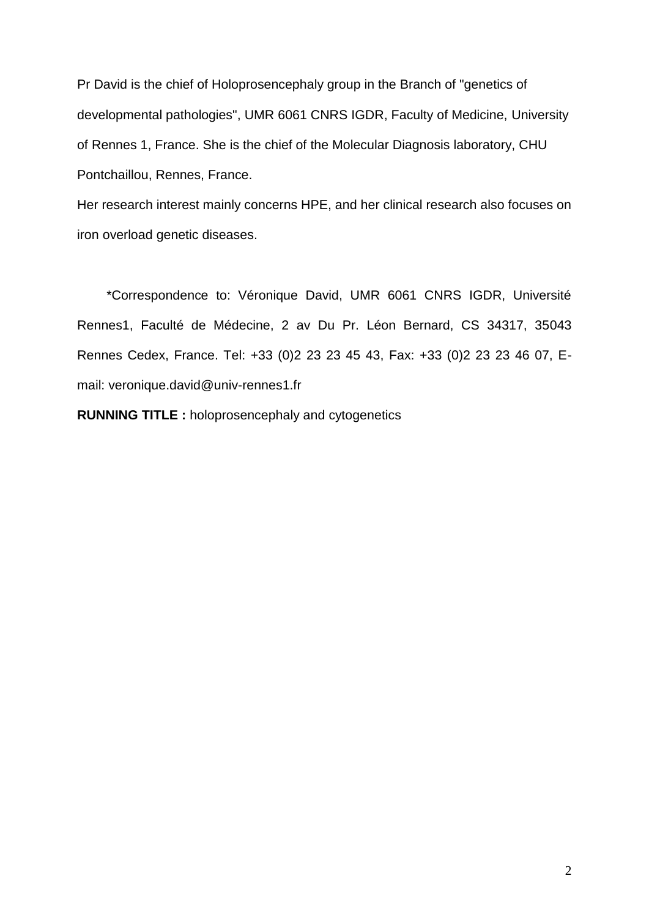Pr David is the chief of Holoprosencephaly group in the Branch of "genetics of developmental pathologies", UMR 6061 CNRS IGDR, Faculty of Medicine, University of Rennes 1, France. She is the chief of the Molecular Diagnosis laboratory, CHU Pontchaillou, Rennes, France.

Her research interest mainly concerns HPE, and her clinical research also focuses on iron overload genetic diseases.

*Correspondence to: Véronique David, UMR 6061 CNRS IGDR, Université Rennes1, Faculté de Médecine, 2 av Du Pr. Léon Bernard, CS 34317, 35043 Rennes Cedex, France. Tel: +33 (0)2 23 23 45 43, Fax: +33 (0)2 23 23 46 07, E-mail: veronique.david@univ-rennes1.fr

**RUNNING TITLE :** holoprosencephaly and cytogenetics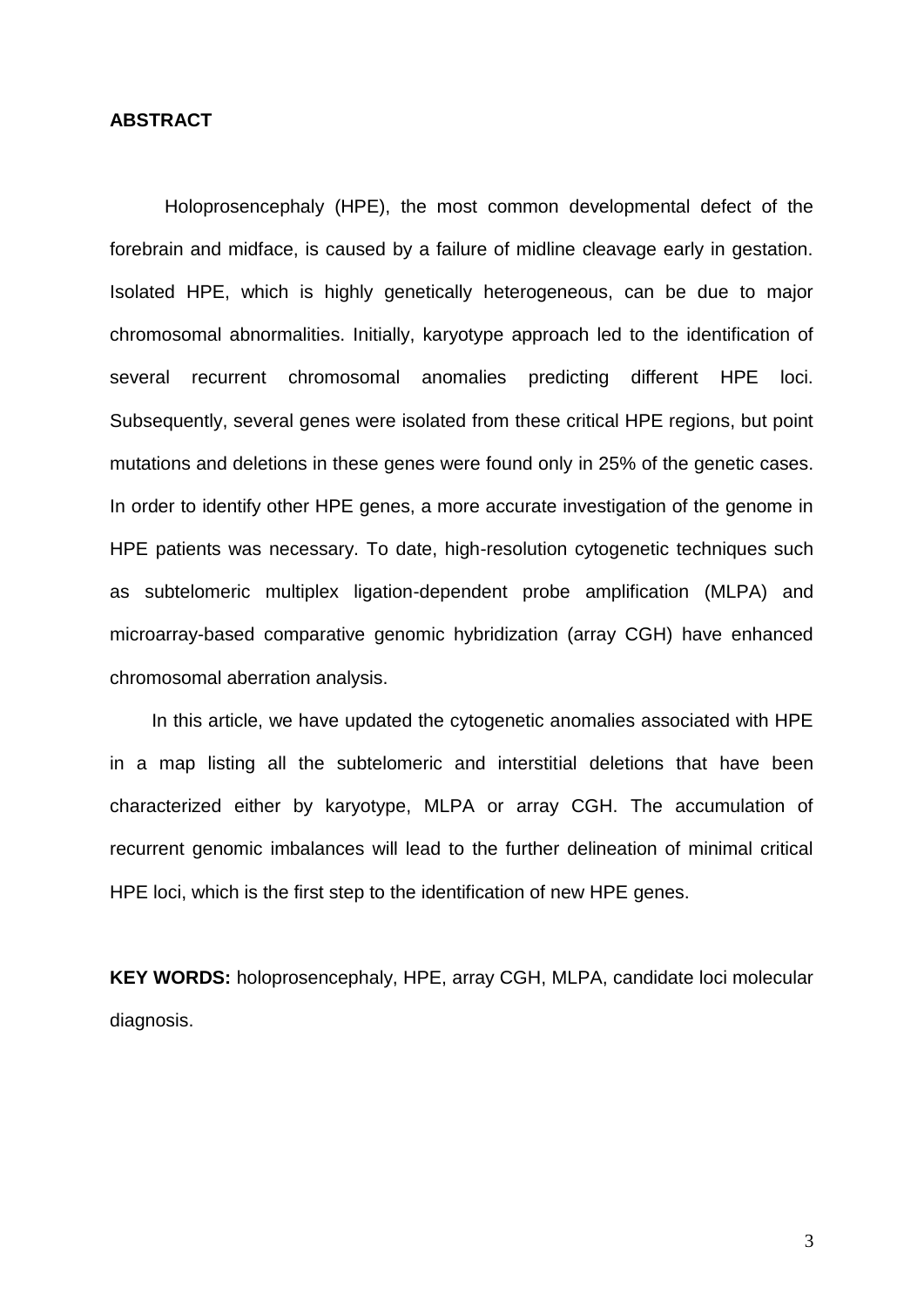## ABSTRACT

Holoprosencephaly (HPE), the most common developmental defect of the forebrain and midface, is caused by a failure of midline cleavage early in gestation. Isolated HPE, which is highly genetically heterogeneous, can be due to major chromosomal abnormalities. Initially, karyotype approach led to the identification of several recurrent chromosomal anomalies predicting different HPE loci. Subsequently, several genes were isolated from these critical HPE regions, but point mutations and deletions in these genes were found only in 25% of the genetic cases. In order to identify other HPE genes, a more accurate investigation of the genome in HPE patients was necessary. To date, high-resolution cytogenetic techniques such as subtelomeric multiplex ligation-dependent probe amplification (MLPA) and microarray-based comparative genomic hybridization (array CGH) have enhanced chromosomal aberration analysis.

In this article, we have updated the cytogenetic anomalies associated with HPE in a map listing all the subtelomeric and interstitial deletions that have been characterized either by karyotype, MLPA or array CGH. The accumulation of recurrent genomic imbalances will lead to the further delineation of minimal critical HPE loci, which is the first step to the identification of new HPE genes.

**KEY WORDS:** holoprosencephaly, HPE, array CGH, MLPA, candidate loci molecular diagnosis.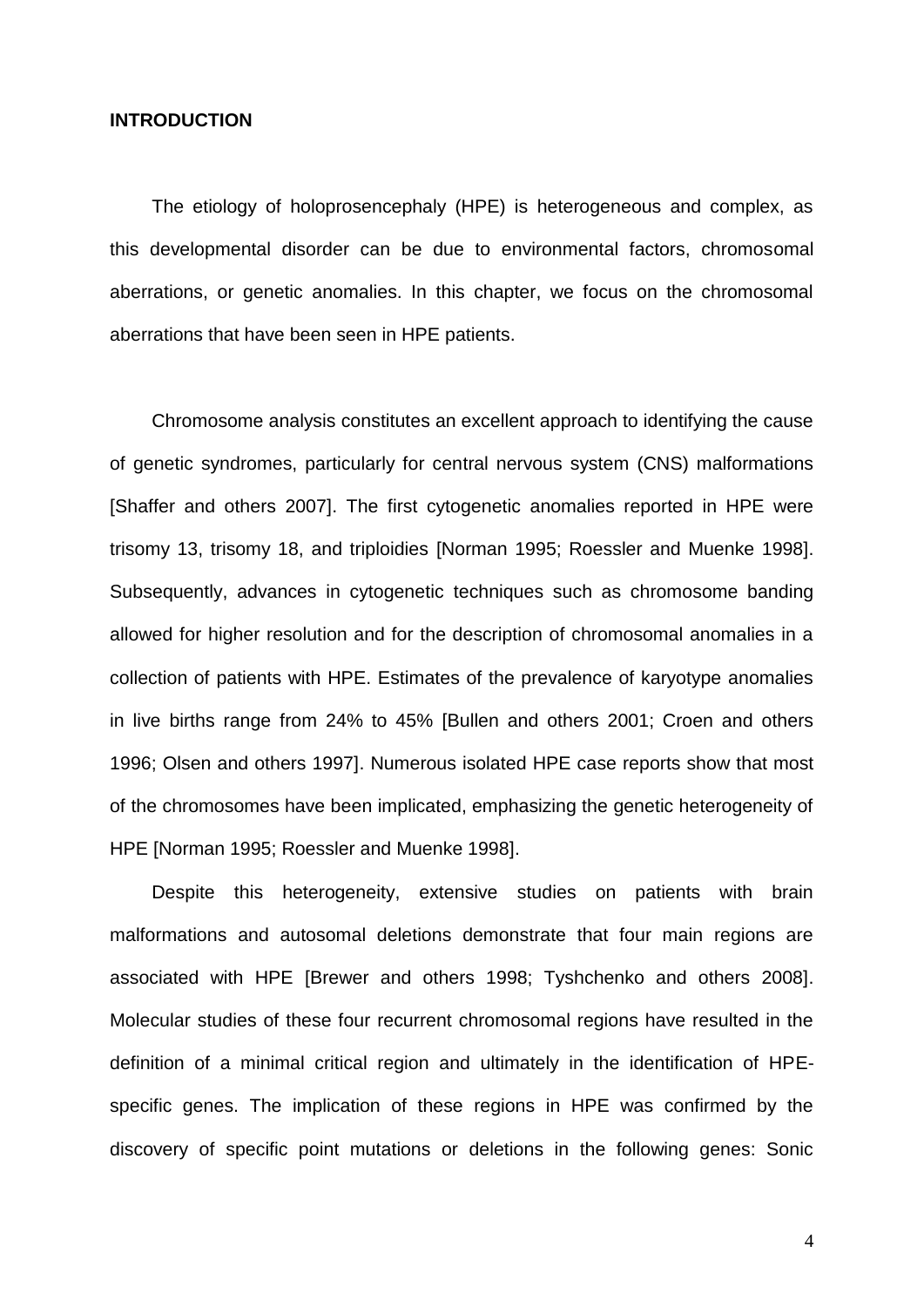**INTRODUCTION**

The etiology of holoprosencephaly (HPE) is heterogeneous and complex, as this developmental disorder can be due to environmental factors, chromosomal aberrations, or genetic anomalies. In this chapter, we focus on the chromosomal aberrations that have been seen in HPE patients.

Chromosome analysis constitutes an excellent approach to identifying the cause of genetic syndromes, particularly for central nervous system (CNS) malformations [Shaffer and others 2007]. The first cytogenetic anomalies reported in HPE were trisomy 13, trisomy 18, and triploidies [Norman 1995; Roessler and Muenke 1998]. Subsequently, advances in cytogenetic techniques such as chromosome banding allowed for higher resolution and for the description of chromosomal anomalies in a collection of patients with HPE. Estimates of the prevalence of karyotype anomalies in live births range from 24% to 45% [Bullen and others 2001; Croen and others 1996; Olsen and others 1997]. Numerous isolated HPE case reports show that most of the chromosomes have been implicated, emphasizing the genetic heterogeneity of HPE [Norman 1995; Roessler and Muenke 1998].

Despite this heterogeneity, extensive studies on patients with brain malformations and autosomal deletions demonstrate that four main regions are associated with HPE [Brewer and others 1998; Tyshchenko and others 2008]. Molecular studies of these four recurrent chromosomal regions have resulted in the definition of a minimal critical region and ultimately in the identification of HPE-specific genes. The implication of these regions in HPE was confirmed by the discovery of specific point mutations or deletions in the following genes: Sonic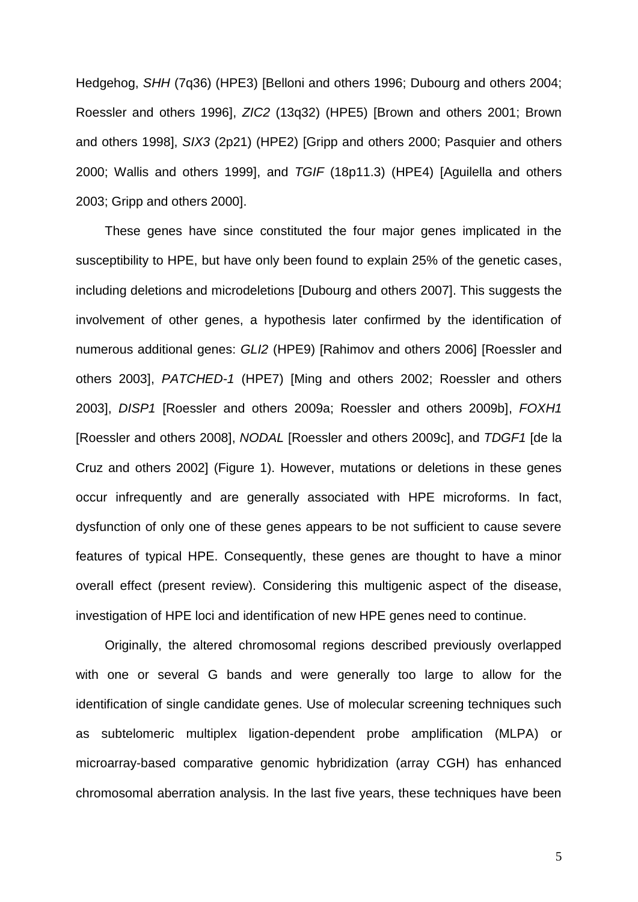Hedgehog, *SHH* (7q36) (HPE3) [Belloni and others 1996; Dubourg and others 2004; Roessler and others 1996], *ZIC2* (13q32) (HPE5) [Brown and others 2001; Brown and others 1998], *SIX3* (2p21) (HPE2) [Gripp and others 2000; Pasquier and others 2000; Wallis and others 1999], and *TGIF* (18p11.3) (HPE4) [Aguilella and others 2003; Gripp and others 2000].

These genes have since constituted the four major genes implicated in the susceptibility to HPE, but have only been found to explain 25% of the genetic cases, including deletions and microdeletions [Dubourg and others 2007]. This suggests the involvement of other genes, a hypothesis later confirmed by the identification of numerous additional genes: *GLI2* (HPE9) [Rahimov and others 2006] [Roessler and others 2003], *PATCHED-1* (HPE7) [Ming and others 2002; Roessler and others 2003], *DISP1* [Roessler and others 2009a; Roessler and others 2009b], *FOXH1* [Roessler and others 2008], *NODAL* [Roessler and others 2009c], and *TDGF1* [de la Cruz and others 2002] (Figure 1). However, mutations or deletions in these genes occur infrequently and are generally associated with HPE microforms. In fact, dysfunction of only one of these genes appears to be not sufficient to cause severe features of typical HPE. Consequently, these genes are thought to have a minor overall effect (present review). Considering this multigenic aspect of the disease, investigation of HPE loci and identification of new HPE genes need to continue.

Originally, the altered chromosomal regions described previously overlapped with one or several G bands and were generally too large to allow for the identification of single candidate genes. Use of molecular screening techniques such as subtelomeric multiplex ligation-dependent probe amplification (MLPA) or microarray-based comparative genomic hybridization (array CGH) has enhanced chromosomal aberration analysis. In the last five years, these techniques have been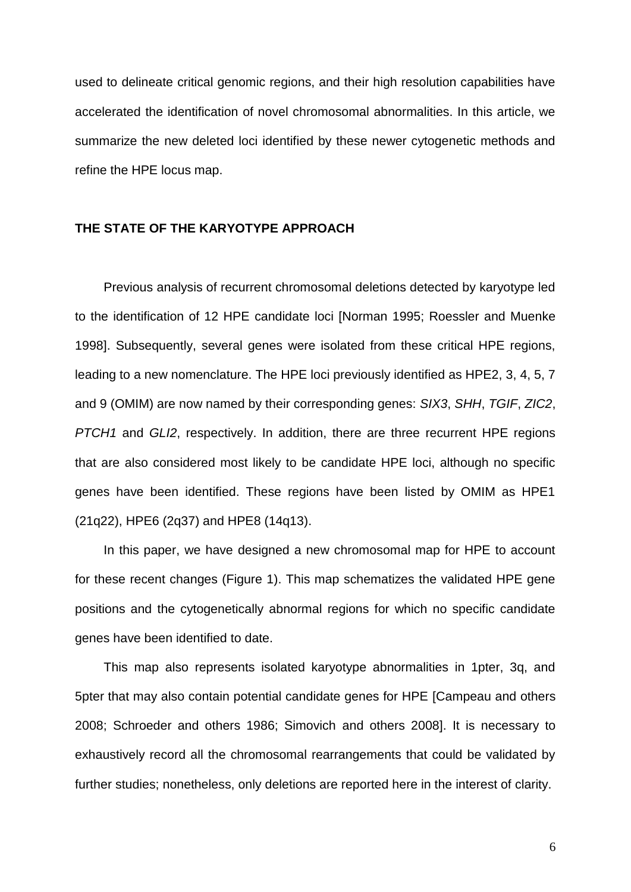used to delineate critical genomic regions, and their high resolution capabilities have accelerated the identification of novel chromosomal abnormalities. In this article, we summarize the new deleted loci identified by these newer cytogenetic methods and refine the HPE locus map.

## THE STATE OF THE KARYOTYPE APPROACH

Previous analysis of recurrent chromosomal deletions detected by karyotype led to the identification of 12 HPE candidate loci [Norman 1995; Roessler and Muenke 1998]. Subsequently, several genes were isolated from these critical HPE regions, leading to a new nomenclature. The HPE loci previously identified as HPE2, 3, 4, 5, 7 and 9 (OMIM) are now named by their corresponding genes: *SIX3*, *SHH*, *TGIF*, *ZIC2*, *PTCH1* and *GLI2*, respectively. In addition, there are three recurrent HPE regions that are also considered most likely to be candidate HPE loci, although no specific genes have been identified. These regions have been listed by OMIM as HPE1 (21q22), HPE6 (2q37) and HPE8 (14q13).

In this paper, we have designed a new chromosomal map for HPE to account for these recent changes (Figure 1). This map schematizes the validated HPE gene positions and the cytogenetically abnormal regions for which no specific candidate genes have been identified to date.

This map also represents isolated karyotype abnormalities in 1pter, 3q, and 5pter that may also contain potential candidate genes for HPE [Campeau and others 2008; Schroeder and others 1986; Simovich and others 2008]. It is necessary to exhaustively record all the chromosomal rearrangements that could be validated by further studies; nonetheless, only deletions are reported here in the interest of clarity.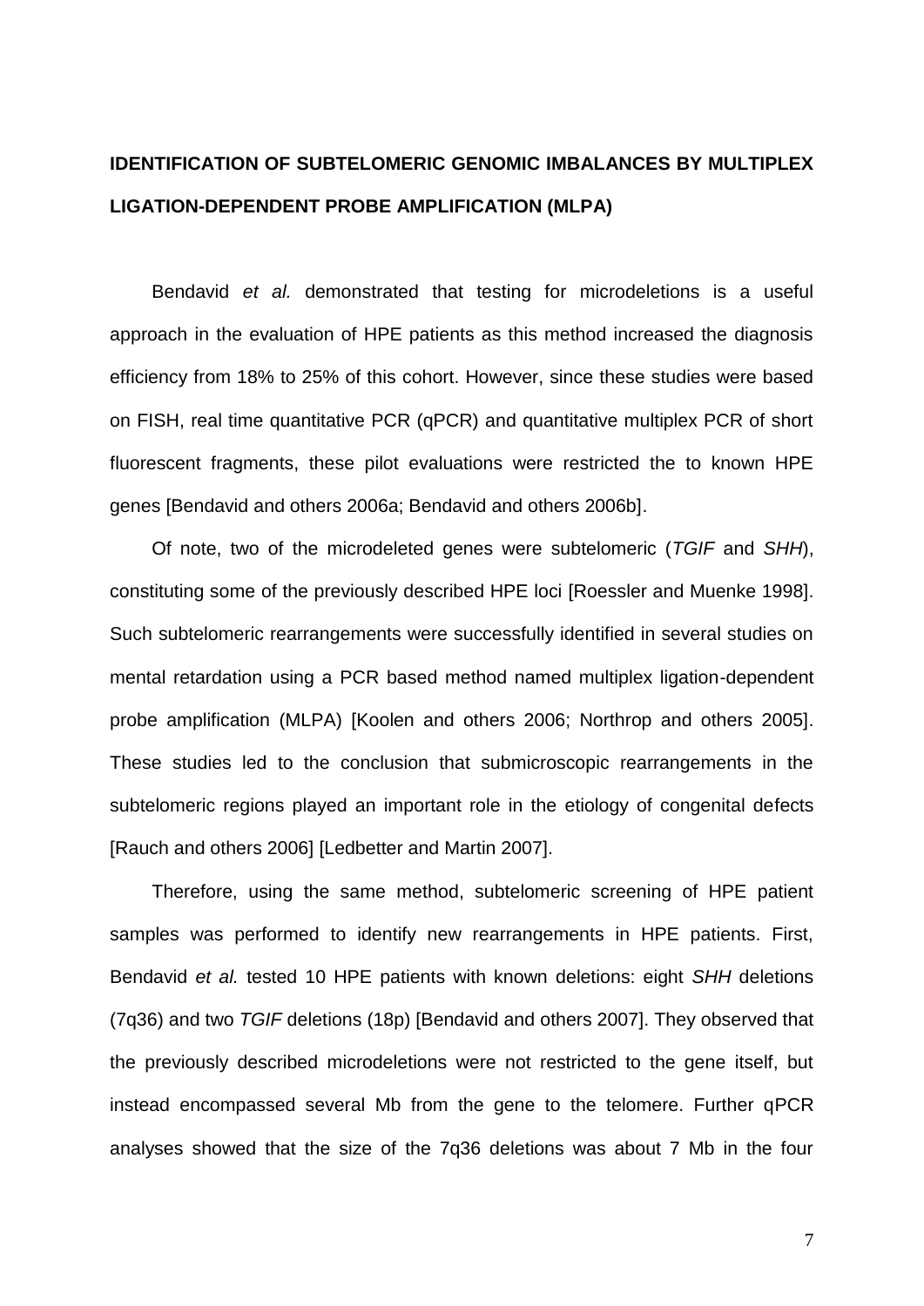## IDENTIFICATION OF SUBTELOMERIC GENOMIC IMBALANCES BY MULTIPLEX LIGATION-DEPENDENT PROBE AMPLIFICATION (MLPA)

Bendavid *et al.* demonstrated that testing for microdeletions is a useful approach in the evaluation of HPE patients as this method increased the diagnosis efficiency from 18% to 25% of this cohort. However, since these studies were based on FISH, real time quantitative PCR (qPCR) and quantitative multiplex PCR of short fluorescent fragments, these pilot evaluations were restricted the to known HPE genes [Bendavid and others 2006a; Bendavid and others 2006b].

Of note, two of the microdeleted genes were subtelomeric (*TGIF* and *SHH*), constituting some of the previously described HPE loci [Roessler and Muenke 1998]. Such subtelomeric rearrangements were successfully identified in several studies on mental retardation using a PCR based method named multiplex ligation-dependent probe amplification (MLPA) [Koolen and others 2006; Northrop and others 2005]. These studies led to the conclusion that submicroscopic rearrangements in the subtelomeric regions played an important role in the etiology of congenital defects [Rauch and others 2006] [Ledbetter and Martin 2007].

Therefore, using the same method, subtelomeric screening of HPE patient samples was performed to identify new rearrangements in HPE patients. First, Bendavid *et al.* tested 10 HPE patients with known deletions: eight *SHH* deletions (7q36) and two *TGIF* deletions (18p) [Bendavid and others 2007]. They observed that the previously described microdeletions were not restricted to the gene itself, but instead encompassed several Mb from the gene to the telomere. Further qPCR analyses showed that the size of the 7q36 deletions was about 7 Mb in the four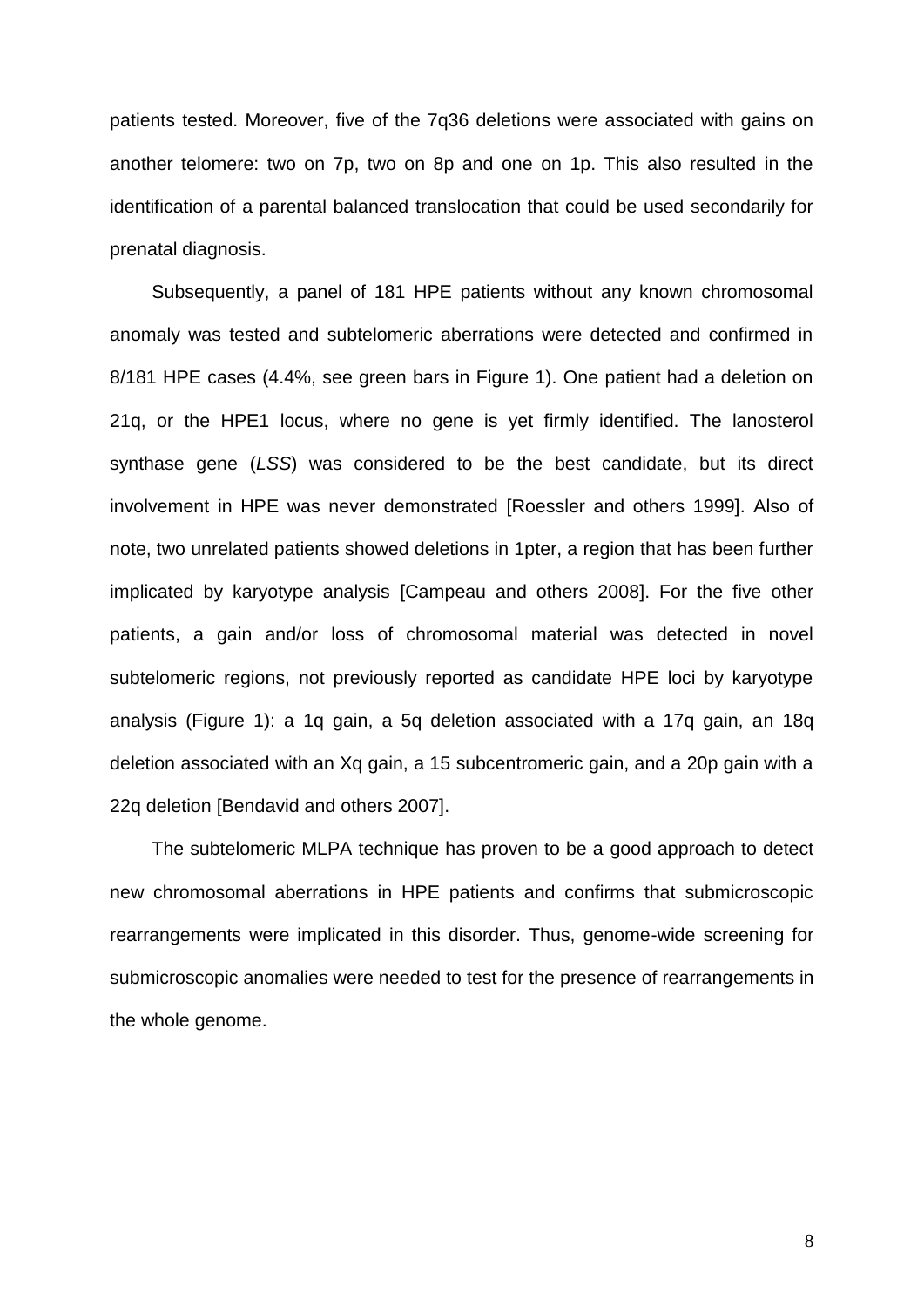patients tested. Moreover, five of the 7q36 deletions were associated with gains on another telomere: two on 7p, two on 8p and one on 1p. This also resulted in the identification of a parental balanced translocation that could be used secondarily for prenatal diagnosis.

Subsequently, a panel of 181 HPE patients without any known chromosomal anomaly was tested and subtelomeric aberrations were detected and confirmed in 8/181 HPE cases (4.4%, see green bars in Figure 1). One patient had a deletion on 21q, or the HPE1 locus, where no gene is yet firmly identified. The lanosterol synthase gene (*LSS*) was considered to be the best candidate, but its direct involvement in HPE was never demonstrated [Roessler and others 1999]. Also of note, two unrelated patients showed deletions in 1pter, a region that has been further implicated by karyotype analysis [Campeau and others 2008]. For the five other patients, a gain and/or loss of chromosomal material was detected in novel subtelomeric regions, not previously reported as candidate HPE loci by karyotype analysis (Figure 1): a 1q gain, a 5q deletion associated with a 17q gain, an 18q deletion associated with an Xq gain, a 15 subcentromeric gain, and a 20p gain with a 22q deletion [Bendavid and others 2007].

The subtelomeric MLPA technique has proven to be a good approach to detect new chromosomal aberrations in HPE patients and confirms that submicroscopic rearrangements were implicated in this disorder. Thus, genome-wide screening for submicroscopic anomalies were needed to test for the presence of rearrangements in the whole genome.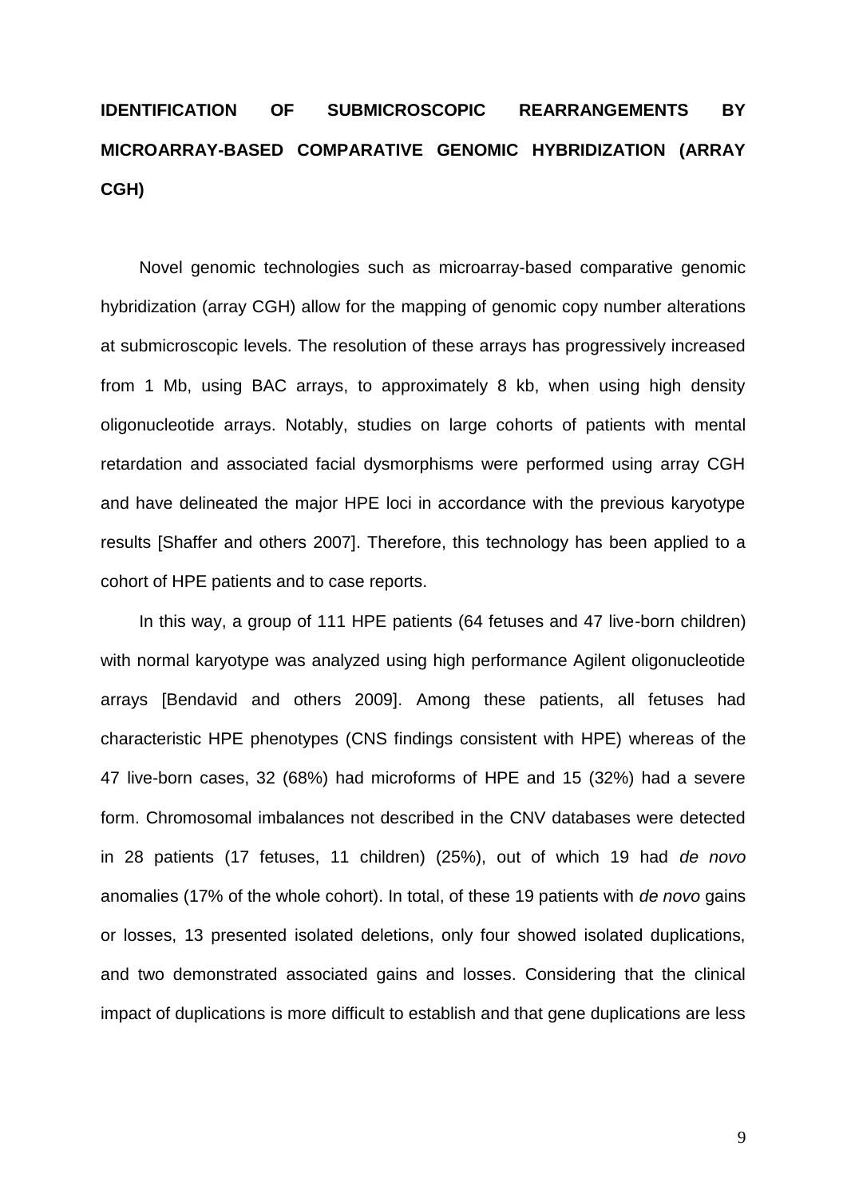## IDENTIFICATION OF SUBMICROSCOPIC REARRANGEMENTS BY MICROARRAY-BASED COMPARATIVE GENOMIC HYBRIDIZATION (ARRAY CGH)

Novel genomic technologies such as microarray-based comparative genomic hybridization (array CGH) allow for the mapping of genomic copy number alterations at submicroscopic levels. The resolution of these arrays has progressively increased from 1 Mb, using BAC arrays, to approximately 8 kb, when using high density oligonucleotide arrays. Notably, studies on large cohorts of patients with mental retardation and associated facial dysmorphisms were performed using array CGH and have delineated the major HPE loci in accordance with the previous karyotype results [Shaffer and others 2007]. Therefore, this technology has been applied to a cohort of HPE patients and to case reports.

In this way, a group of 111 HPE patients (64 fetuses and 47 live-born children) with normal karyotype was analyzed using high performance Agilent oligonucleotide arrays [Bendavid and others 2009]. Among these patients, all fetuses had characteristic HPE phenotypes (CNS findings consistent with HPE) whereas of the 47 live-born cases, 32 (68%) had microforms of HPE and 15 (32%) had a severe form. Chromosomal imbalances not described in the CNV databases were detected in 28 patients (17 fetuses, 11 children) (25%), out of which 19 had *de novo* anomalies (17% of the whole cohort). In total, of these 19 patients with *de novo* gains or losses, 13 presented isolated deletions, only four showed isolated duplications, and two demonstrated associated gains and losses. Considering that the clinical impact of duplications is more difficult to establish and that gene duplications are less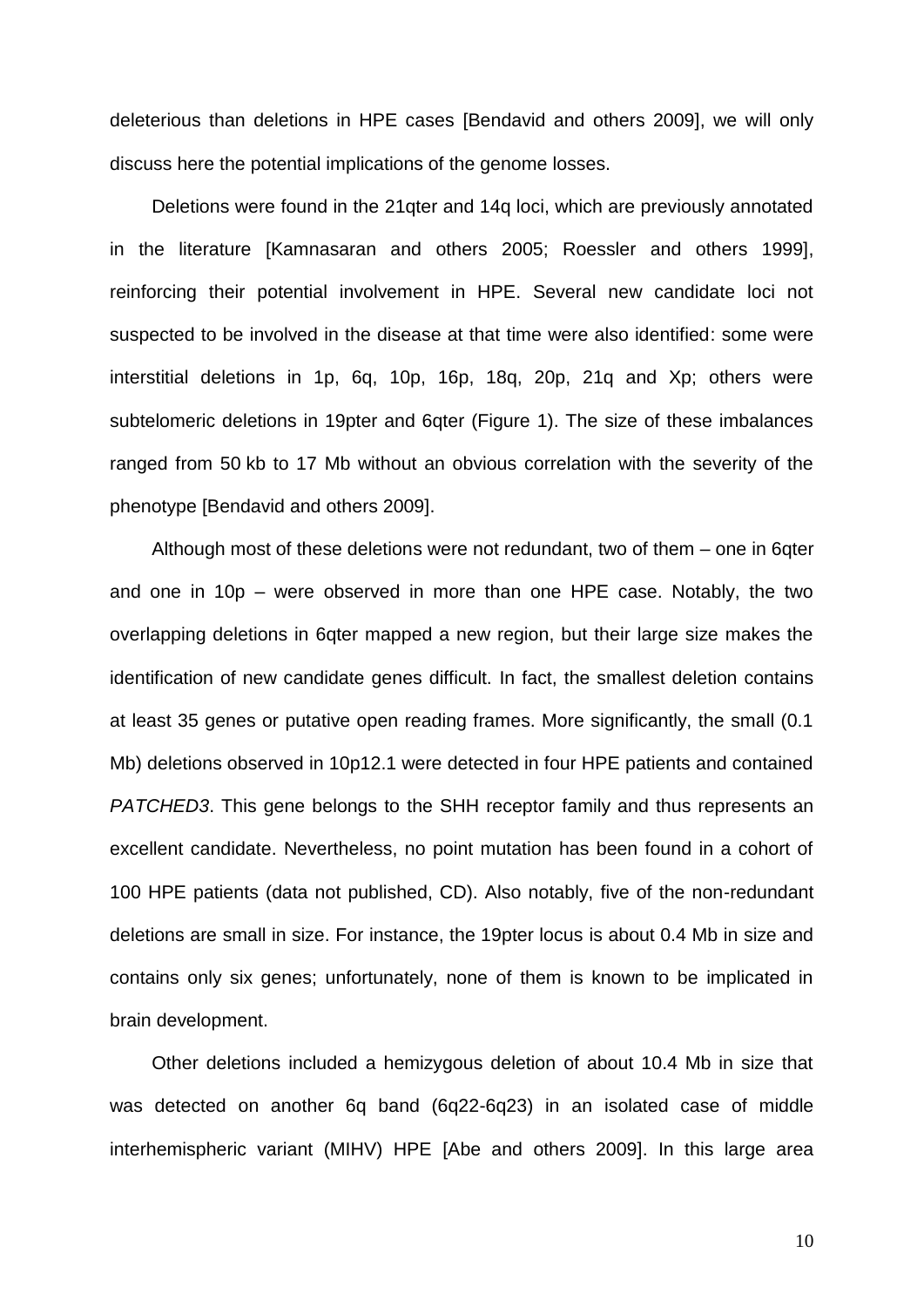deleterious than deletions in HPE cases [Bendavid and others 2009], we will only discuss here the potential implications of the genome losses.

Deletions were found in the 21qter and 14q loci, which are previously annotated in the literature [Kamnasaran and others 2005; Roessler and others 1999], reinforcing their potential involvement in HPE. Several new candidate loci not suspected to be involved in the disease at that time were also identified: some were interstitial deletions in 1p, 6q, 10p, 16p, 18q, 20p, 21q and Xp; others were subtelomeric deletions in 19pter and 6qter (Figure 1). The size of these imbalances ranged from 50 kb to 17 Mb without an obvious correlation with the severity of the phenotype [Bendavid and others 2009].

Although most of these deletions were not redundant, two of them – one in 6qter and one in 10p – were observed in more than one HPE case. Notably, the two overlapping deletions in 6qter mapped a new region, but their large size makes the identification of new candidate genes difficult. In fact, the smallest deletion contains at least 35 genes or putative open reading frames. More significantly, the small (0.1 Mb) deletions observed in 10p12.1 were detected in four HPE patients and contained *PATCHED3*. This gene belongs to the SHH receptor family and thus represents an excellent candidate. Nevertheless, no point mutation has been found in a cohort of 100 HPE patients (data not published, CD). Also notably, five of the non-redundant deletions are small in size. For instance, the 19pter locus is about 0.4 Mb in size and contains only six genes; unfortunately, none of them is known to be implicated in brain development.

Other deletions included a hemizygous deletion of about 10.4 Mb in size that was detected on another 6q band (6q22-6q23) in an isolated case of middle interhemispheric variant (MIHV) HPE [Abe and others 2009]. In this large area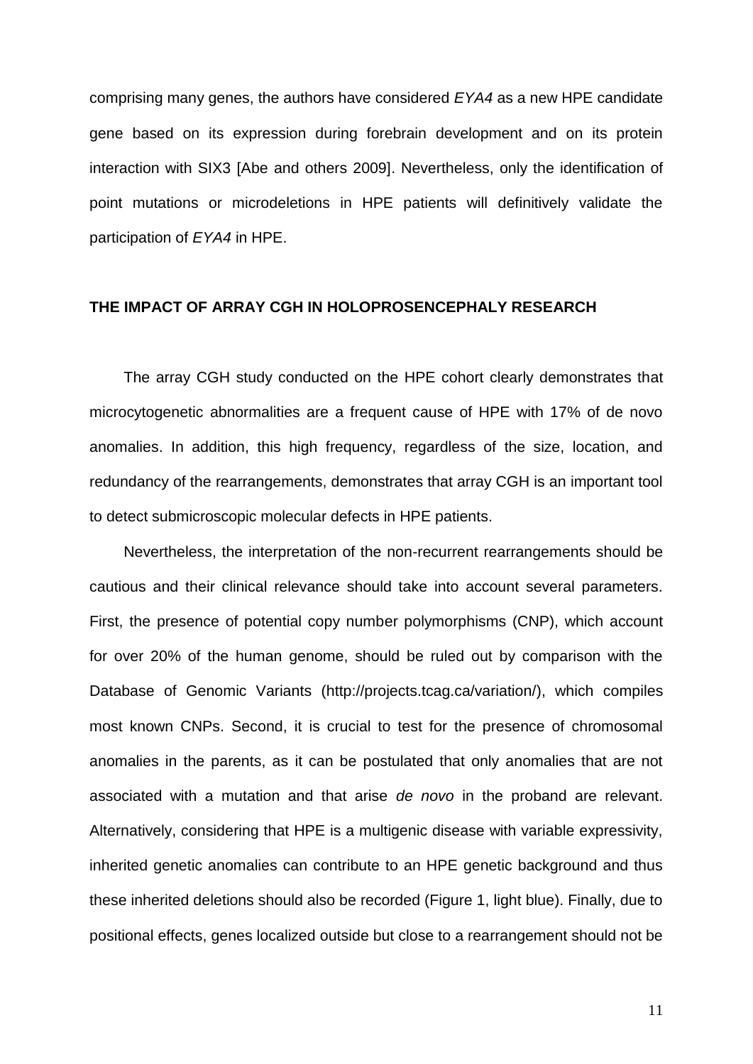comprising many genes, the authors have considered *EYA4* as a new HPE candidate gene based on its expression during forebrain development and on its protein interaction with SIX3 [Abe and others 2009]. Nevertheless, only the identification of point mutations or microdeletions in HPE patients will definitively validate the participation of *EYA4* in HPE.

## THE IMPACT OF ARRAY CGH IN HOLOPROSENCEPHALY RESEARCH

The array CGH study conducted on the HPE cohort clearly demonstrates that microcytogenetic abnormalities are a frequent cause of HPE with 17% of de novo anomalies. In addition, this high frequency, regardless of the size, location, and redundancy of the rearrangements, demonstrates that array CGH is an important tool to detect submicroscopic molecular defects in HPE patients.

Nevertheless, the interpretation of the non-recurrent rearrangements should be cautious and their clinical relevance should take into account several parameters. First, the presence of potential copy number polymorphisms (CNP), which account for over 20% of the human genome, should be ruled out by comparison with the Database of Genomic Variants (http://projects.tcag.ca/variation/), which compiles most known CNPs. Second, it is crucial to test for the presence of chromosomal anomalies in the parents, as it can be postulated that only anomalies that are not associated with a mutation and that arise *de novo* in the proband are relevant. Alternatively, considering that HPE is a multigenic disease with variable expressivity, inherited genetic anomalies can contribute to an HPE genetic background and thus these inherited deletions should also be recorded (Figure 1, light blue). Finally, due to positional effects, genes localized outside but close to a rearrangement should not be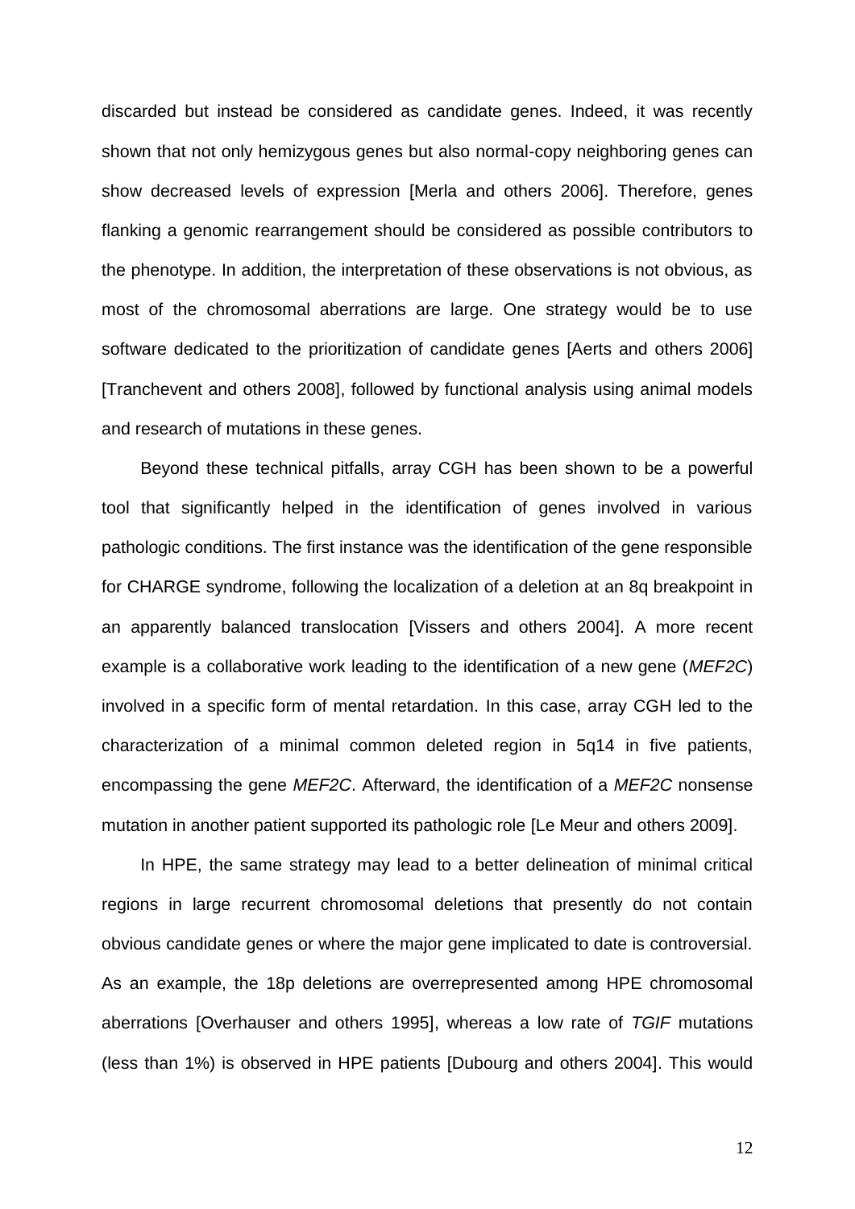discarded but instead be considered as candidate genes. Indeed, it was recently shown that not only hemizygous genes but also normal-copy neighboring genes can show decreased levels of expression [Merla and others 2006]. Therefore, genes flanking a genomic rearrangement should be considered as possible contributors to the phenotype. In addition, the interpretation of these observations is not obvious, as most of the chromosomal aberrations are large. One strategy would be to use software dedicated to the prioritization of candidate genes [Aerts and others 2006] [Tranchevent and others 2008], followed by functional analysis using animal models and research of mutations in these genes.

Beyond these technical pitfalls, array CGH has been shown to be a powerful tool that significantly helped in the identification of genes involved in various pathologic conditions. The first instance was the identification of the gene responsible for CHARGE syndrome, following the localization of a deletion at an 8q breakpoint in an apparently balanced translocation [Vissers and others 2004]. A more recent example is a collaborative work leading to the identification of a new gene (*MEF2C*) involved in a specific form of mental retardation. In this case, array CGH led to the characterization of a minimal common deleted region in 5q14 in five patients, encompassing the gene *MEF2C*. Afterward, the identification of a *MEF2C* nonsense mutation in another patient supported its pathologic role [Le Meur and others 2009].

In HPE, the same strategy may lead to a better delineation of minimal critical regions in large recurrent chromosomal deletions that presently do not contain obvious candidate genes or where the major gene implicated to date is controversial. As an example, the 18p deletions are overrepresented among HPE chromosomal aberrations [Overhauser and others 1995], whereas a low rate of *TGIF* mutations (less than 1%) is observed in HPE patients [Dubourg and others 2004]. This would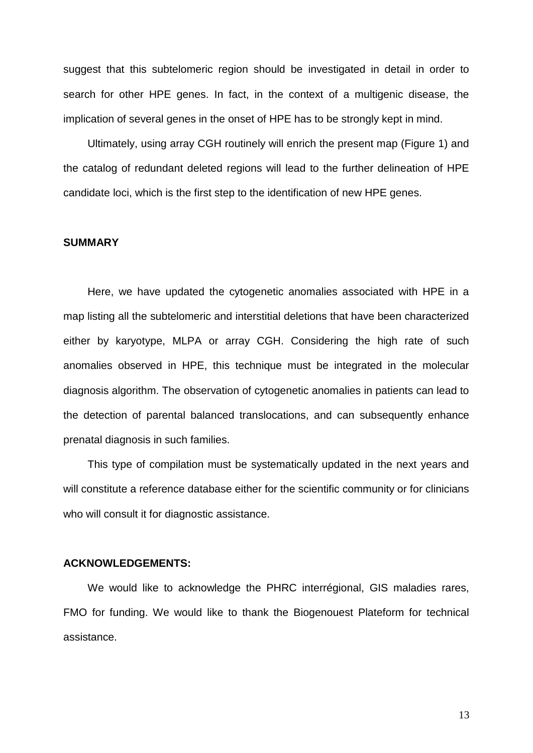suggest that this subtelomeric region should be investigated in detail in order to search for other HPE genes. In fact, in the context of a multigenic disease, the implication of several genes in the onset of HPE has to be strongly kept in mind.

Ultimately, using array CGH routinely will enrich the present map (Figure 1) and the catalog of redundant deleted regions will lead to the further delineation of HPE candidate loci, which is the first step to the identification of new HPE genes.

## SUMMARY

Here, we have updated the cytogenetic anomalies associated with HPE in a map listing all the subtelomeric and interstitial deletions that have been characterized either by karyotype, MLPA or array CGH. Considering the high rate of such anomalies observed in HPE, this technique must be integrated in the molecular diagnosis algorithm. The observation of cytogenetic anomalies in patients can lead to the detection of parental balanced translocations, and can subsequently enhance prenatal diagnosis in such families.

This type of compilation must be systematically updated in the next years and will constitute a reference database either for the scientific community or for clinicians who will consult it for diagnostic assistance.

## ACKNOWLEDGEMENTS:

We would like to acknowledge the PHRC interrégional, GIS maladies rares, FMO for funding. We would like to thank the Biogenouest Plateform for technical assistance.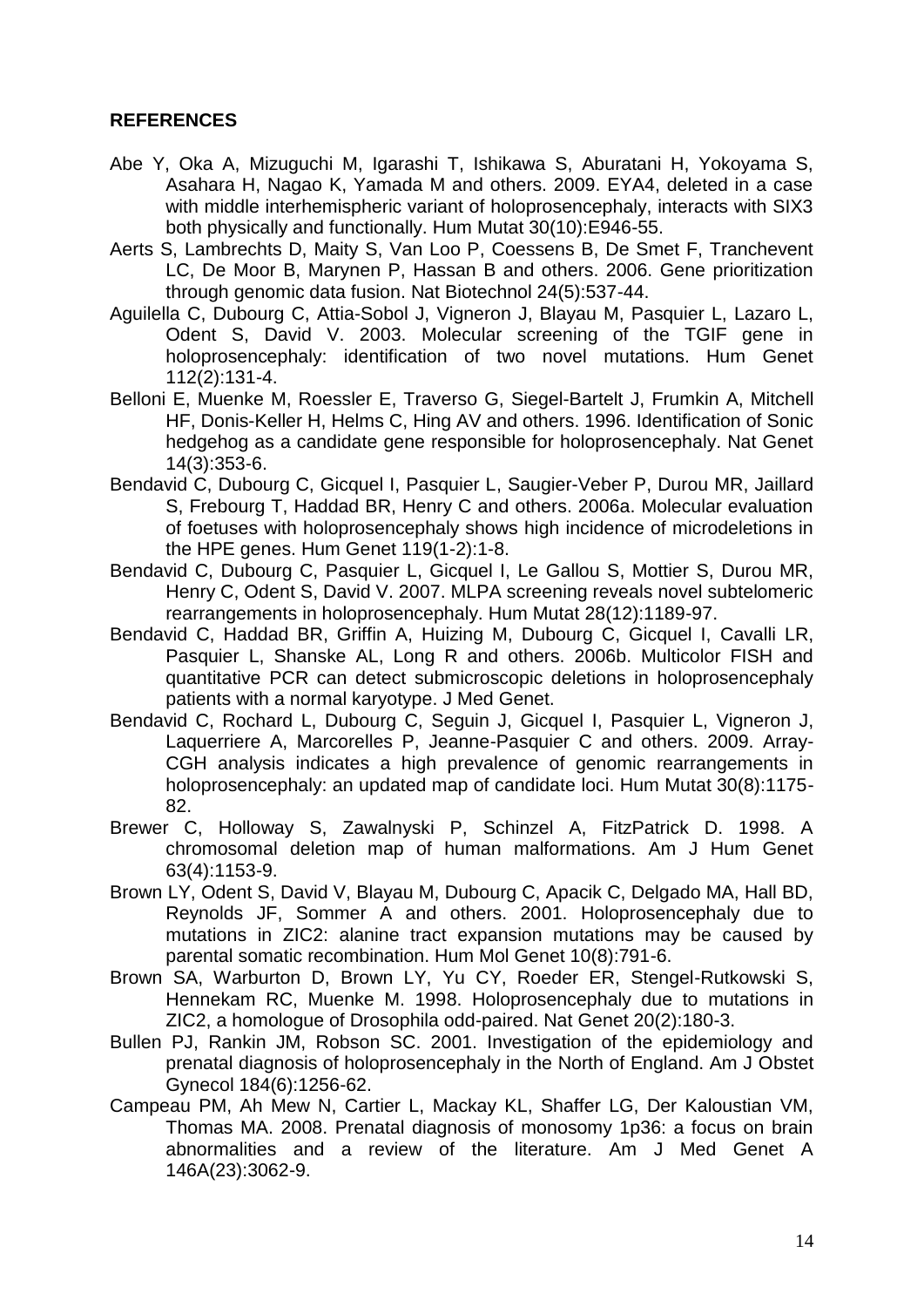## REFERENCES

Abe Y, Oka A, Mizuguchi M, Igarashi T, Ishikawa S, Aburatani H, Yokoyama S, Asahara H, Nagao K, Yamada M and others. 2009. EYA4, deleted in a case with middle interhemispheric variant of holoprosencephaly, interacts with SIX3 both physically and functionally. Hum Mutat 30(10):E946-55.

Aerts S, Lambrechts D, Maity S, Van Loo P, Coessens B, De Smet F, Tranchevent LC, De Moor B, Marynen P, Hassan B and others. 2006. Gene prioritization through genomic data fusion. Nat Biotechnol 24(5):537-44.

Aguilella C, Dubourg C, Attia-Sobol J, Vigneron J, Blayau M, Pasquier L, Lazaro L, Odent S, David V. 2003. Molecular screening of the TGIF gene in holoprosencephaly: identification of two novel mutations. Hum Genet 112(2):131-4.

Belloni E, Muenke M, Roessler E, Traverso G, Siegel-Bartelt J, Frumkin A, Mitchell HF, Donis-Keller H, Helms C, Hing AV and others. 1996. Identification of Sonic hedgehog as a candidate gene responsible for holoprosencephaly. Nat Genet 14(3):353-6.

Bendavid C, Dubourg C, Gicquel I, Pasquier L, Saugier-Veber P, Durou MR, Jaillard S, Frebourg T, Haddad BR, Henry C and others. 2006a. Molecular evaluation of foetuses with holoprosencephaly shows high incidence of microdeletions in the HPE genes. Hum Genet 119(1-2):1-8.

Bendavid C, Dubourg C, Pasquier L, Gicquel I, Le Gallou S, Mottier S, Durou MR, Henry C, Odent S, David V. 2007. MLPA screening reveals novel subtelomeric rearrangements in holoprosencephaly. Hum Mutat 28(12):1189-97.

Bendavid C, Haddad BR, Griffin A, Huizing M, Dubourg C, Gicquel I, Cavalli LR, Pasquier L, Shanske AL, Long R and others. 2006b. Multicolor FISH and quantitative PCR can detect submicroscopic deletions in holoprosencephaly patients with a normal karyotype. J Med Genet.

Bendavid C, Rochard L, Dubourg C, Seguin J, Gicquel I, Pasquier L, Vigneron J, Laquerriere A, Marcorelles P, Jeanne-Pasquier C and others. 2009. Array-CGH analysis indicates a high prevalence of genomic rearrangements in holoprosencephaly: an updated map of candidate loci. Hum Mutat 30(8):1175-82.

Brewer C, Holloway S, Zawalnyski P, Schinzel A, FitzPatrick D. 1998. A chromosomal deletion map of human malformations. Am J Hum Genet 63(4):1153-9.

Brown LY, Odent S, David V, Blayau M, Dubourg C, Apacik C, Delgado MA, Hall BD, Reynolds JF, Sommer A and others. 2001. Holoprosencephaly due to mutations in ZIC2: alanine tract expansion mutations may be caused by parental somatic recombination. Hum Mol Genet 10(8):791-6.

Brown SA, Warburton D, Brown LY, Yu CY, Roeder ER, Stengel-Rutkowski S, Hennekam RC, Muenke M. 1998. Holoprosencephaly due to mutations in ZIC2, a homologue of Drosophila odd-paired. Nat Genet 20(2):180-3.

Bullen PJ, Rankin JM, Robson SC. 2001. Investigation of the epidemiology and prenatal diagnosis of holoprosencephaly in the North of England. Am J Obstet Gynecol 184(6):1256-62.

Campeau PM, Ah Mew N, Cartier L, Mackay KL, Shaffer LG, Der Kaloustian VM, Thomas MA. 2008. Prenatal diagnosis of monosomy 1p36: a focus on brain abnormalities and a review of the literature. Am J Med Genet A 146A(23):3062-9.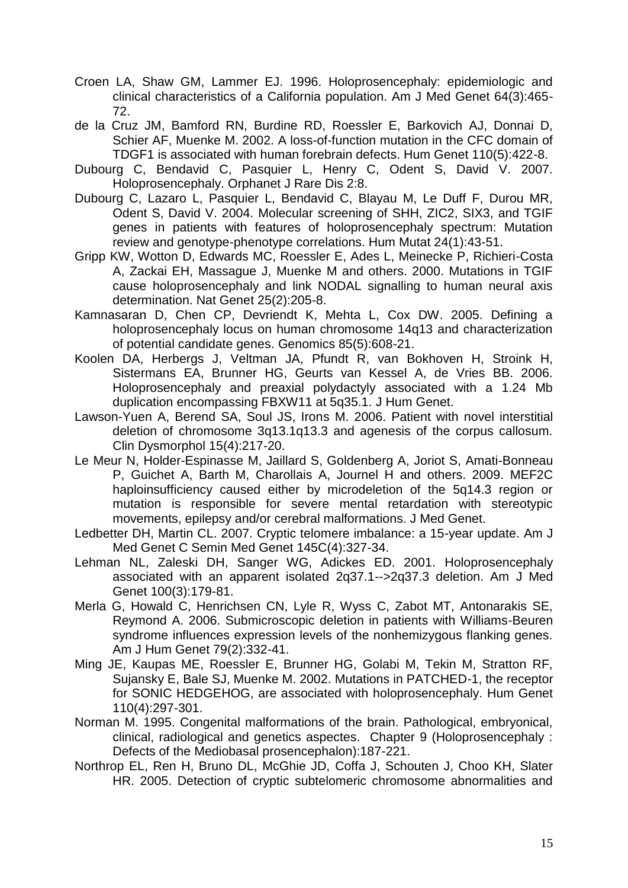Croen LA, Shaw GM, Lammer EJ. 1996. Holoprosencephaly: epidemiologic and clinical characteristics of a California population. Am J Med Genet 64(3):465-72.

de la Cruz JM, Bamford RN, Burdine RD, Roessler E, Barkovich AJ, Donnai D, Schier AF, Muenke M. 2002. A loss-of-function mutation in the CFC domain of TDGF1 is associated with human forebrain defects. Hum Genet 110(5):422-8.

Dubourg C, Bendavid C, Pasquier L, Henry C, Odent S, David V. 2007. Holoprosencephaly. Orphanet J Rare Dis 2:8.

Dubourg C, Lazaro L, Pasquier L, Bendavid C, Blayau M, Le Duff F, Durou MR, Odent S, David V. 2004. Molecular screening of SHH, ZIC2, SIX3, and TGIF genes in patients with features of holoprosencephaly spectrum: Mutation review and genotype-phenotype correlations. Hum Mutat 24(1):43-51.

Gripp KW, Wotton D, Edwards MC, Roessler E, Ades L, Meinecke P, Richieri-Costa A, Zackai EH, Massague J, Muenke M and others. 2000. Mutations in TGIF cause holoprosencephaly and link NODAL signalling to human neural axis determination. Nat Genet 25(2):205-8.

Kamnasaran D, Chen CP, Devriendt K, Mehta L, Cox DW. 2005. Defining a holoprosencephaly locus on human chromosome 14q13 and characterization of potential candidate genes. Genomics 85(5):608-21.

Koolen DA, Herbergs J, Veltman JA, Pfundt R, van Bokhoven H, Stroink H, Sistermans EA, Brunner HG, Geurts van Kessel A, de Vries BB. 2006. Holoprosencephaly and preaxial polydactyly associated with a 1.24 Mb duplication encompassing FBXW11 at 5q35.1. J Hum Genet.

Lawson-Yuen A, Berend SA, Soul JS, Irons M. 2006. Patient with novel interstitial deletion of chromosome 3q13.1q13.3 and agenesis of the corpus callosum. Clin Dysmorphol 15(4):217-20.

Le Meur N, Holder-Espinasse M, Jaillard S, Goldenberg A, Joriot S, Amati-Bonneau P, Guichet A, Barth M, Charollais A, Journel H and others. 2009. MEF2C haploinsufficiency caused either by microdeletion of the 5q14.3 region or mutation is responsible for severe mental retardation with stereotypic movements, epilepsy and/or cerebral malformations. J Med Genet.

Ledbetter DH, Martin CL. 2007. Cryptic telomere imbalance: a 15-year update. Am J Med Genet C Semin Med Genet 145C(4):327-34.

Lehman NL, Zaleski DH, Sanger WG, Adickes ED. 2001. Holoprosencephaly associated with an apparent isolated 2q37.1-->2q37.3 deletion. Am J Med Genet 100(3):179-81.

Merla G, Howald C, Henrichsen CN, Lyle R, Wyss C, Zabot MT, Antonarakis SE, Reymond A. 2006. Submicroscopic deletion in patients with Williams-Beuren syndrome influences expression levels of the nonhemizygous flanking genes. Am J Hum Genet 79(2):332-41.

Ming JE, Kaupas ME, Roessler E, Brunner HG, Golabi M, Tekin M, Stratton RF, Sujansky E, Bale SJ, Muenke M. 2002. Mutations in PATCHED-1, the receptor for SONIC HEDGEHOG, are associated with holoprosencephaly. Hum Genet 110(4):297-301.

Norman M. 1995. Congenital malformations of the brain. Pathological, embryonical, clinical, radiological and genetics aspectes. Chapter 9 (Holoprosencephaly : Defects of the Mediobasal prosencephalon):187-221.

Northrop EL, Ren H, Bruno DL, McGhie JD, Coffa J, Schouten J, Choo KH, Slater HR. 2005. Detection of cryptic subtelomeric chromosome abnormalities and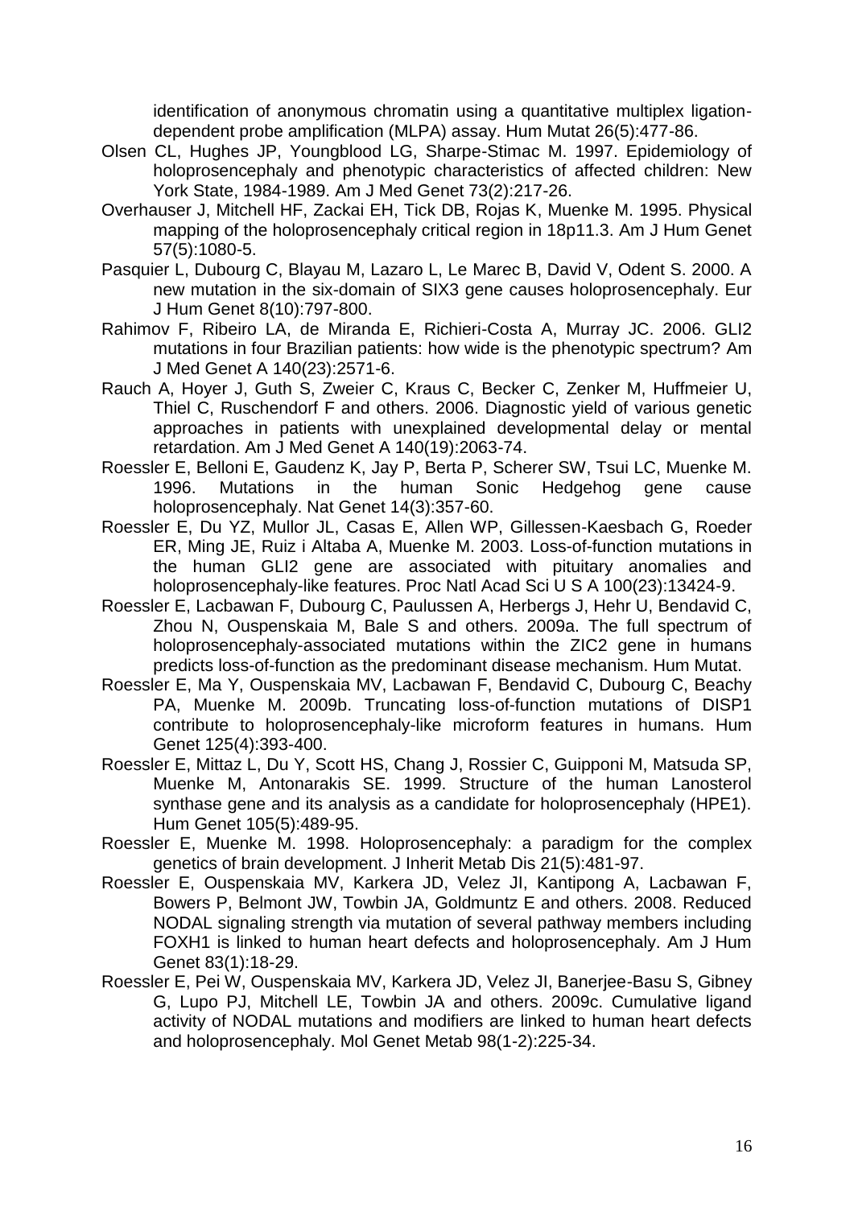identification of anonymous chromatin using a quantitative multiplex ligation-dependent probe amplification (MLPA) assay. Hum Mutat 26(5):477-86.

Olsen CL, Hughes JP, Youngblood LG, Sharpe-Stimac M. 1997. Epidemiology of holoprosencephaly and phenotypic characteristics of affected children: New York State, 1984-1989. Am J Med Genet 73(2):217-26.

Overhauser J, Mitchell HF, Zackai EH, Tick DB, Rojas K, Muenke M. 1995. Physical mapping of the holoprosencephaly critical region in 18p11.3. Am J Hum Genet 57(5):1080-5.

Pasquier L, Dubourg C, Blayau M, Lazaro L, Le Marec B, David V, Odent S. 2000. A new mutation in the six-domain of SIX3 gene causes holoprosencephaly. Eur J Hum Genet 8(10):797-800.

Rahimov F, Ribeiro LA, de Miranda E, Richieri-Costa A, Murray JC. 2006. GLI2 mutations in four Brazilian patients: how wide is the phenotypic spectrum? Am J Med Genet A 140(23):2571-6.

Rauch A, Hoyer J, Guth S, Zweier C, Kraus C, Becker C, Zenker M, Huffmeier U, Thiel C, Ruschendorf F and others. 2006. Diagnostic yield of various genetic approaches in patients with unexplained developmental delay or mental retardation. Am J Med Genet A 140(19):2063-74.

Roessler E, Belloni E, Gaudenz K, Jay P, Berta P, Scherer SW, Tsui LC, Muenke M. 1996. Mutations in the human Sonic Hedgehog gene cause holoprosencephaly. Nat Genet 14(3):357-60.

Roessler E, Du YZ, Mullor JL, Casas E, Allen WP, Gillessen-Kaesbach G, Roeder ER, Ming JE, Ruiz i Altaba A, Muenke M. 2003. Loss-of-function mutations in the human GLI2 gene are associated with pituitary anomalies and holoprosencephaly-like features. Proc Natl Acad Sci U S A 100(23):13424-9.

Roessler E, Lacbawan F, Dubourg C, Paulussen A, Herbergs J, Hehr U, Bendavid C, Zhou N, Ouspenskaia M, Bale S and others. 2009a. The full spectrum of holoprosencephaly-associated mutations within the ZIC2 gene in humans predicts loss-of-function as the predominant disease mechanism. Hum Mutat.

Roessler E, Ma Y, Ouspenskaia MV, Lacbawan F, Bendavid C, Dubourg C, Beachy PA, Muenke M. 2009b. Truncating loss-of-function mutations of DISP1 contribute to holoprosencephaly-like microform features in humans. Hum Genet 125(4):393-400.

Roessler E, Mittaz L, Du Y, Scott HS, Chang J, Rossier C, Guipponi M, Matsuda SP, Muenke M, Antonarakis SE. 1999. Structure of the human Lanosterol synthase gene and its analysis as a candidate for holoprosencephaly (HPE1). Hum Genet 105(5):489-95.

Roessler E, Muenke M. 1998. Holoprosencephaly: a paradigm for the complex genetics of brain development. J Inherit Metab Dis 21(5):481-97.

Roessler E, Ouspenskaia MV, Karkera JD, Velez JI, Kantipong A, Lacbawan F, Bowers P, Belmont JW, Towbin JA, Goldmuntz E and others. 2008. Reduced NODAL signaling strength via mutation of several pathway members including FOXH1 is linked to human heart defects and holoprosencephaly. Am J Hum Genet 83(1):18-29.

Roessler E, Pei W, Ouspenskaia MV, Karkera JD, Velez JI, Banerjee-Basu S, Gibney G, Lupo PJ, Mitchell LE, Towbin JA and others. 2009c. Cumulative ligand activity of NODAL mutations and modifiers are linked to human heart defects and holoprosencephaly. Mol Genet Metab 98(1-2):225-34.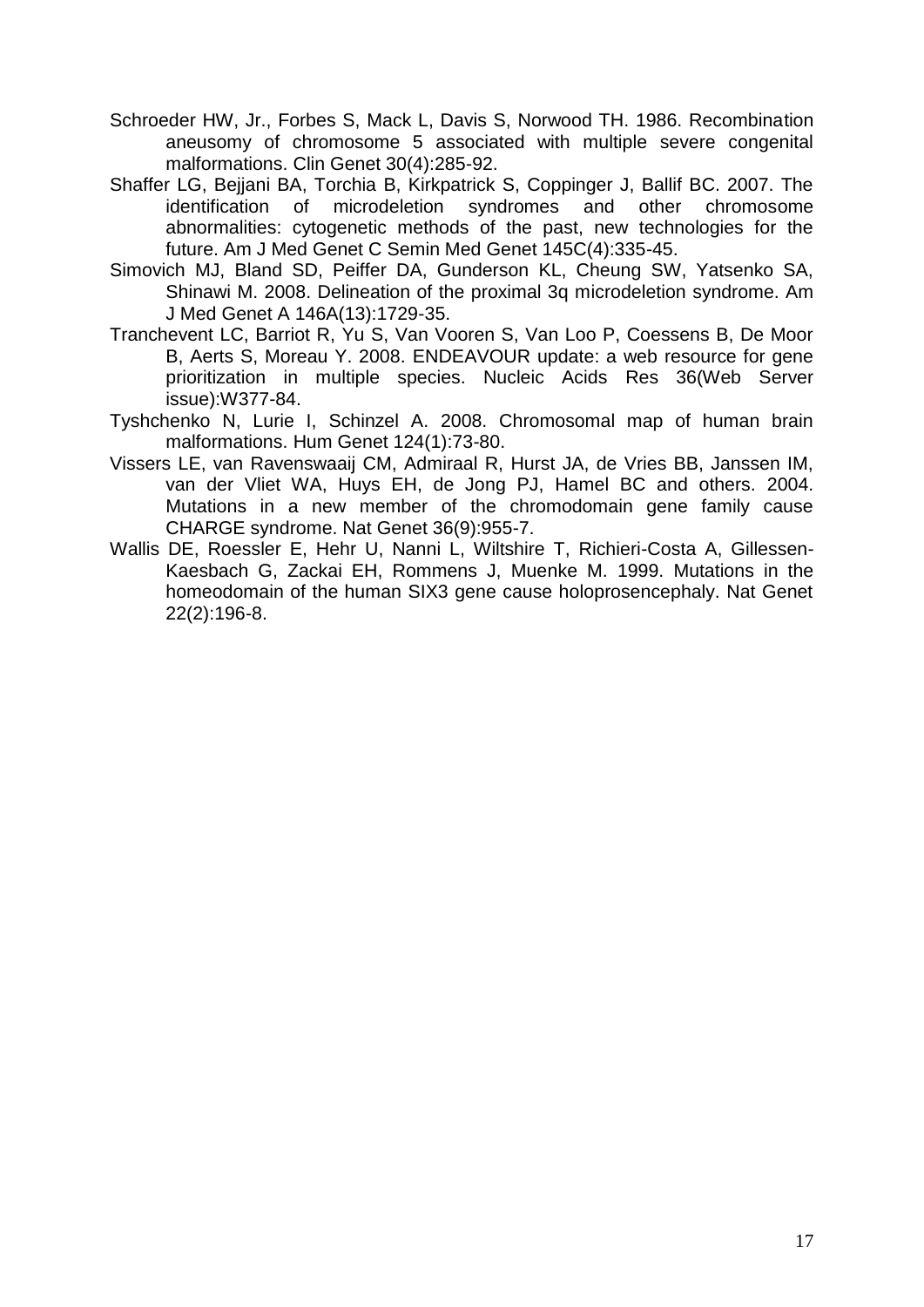Schroeder HW, Jr., Forbes S, Mack L, Davis S, Norwood TH. 1986. Recombination aneusomy of chromosome 5 associated with multiple severe congenital malformations. Clin Genet 30(4):285-92.

Shaffer LG, Bejjani BA, Torchia B, Kirkpatrick S, Coppinger J, Ballif BC. 2007. The identification of microdeletion syndromes and other chromosome abnormalities: cytogenetic methods of the past, new technologies for the future. Am J Med Genet C Semin Med Genet 145C(4):335-45.

Simovich MJ, Bland SD, Peiffer DA, Gunderson KL, Cheung SW, Yatsenko SA, Shinawi M. 2008. Delineation of the proximal 3q microdeletion syndrome. Am J Med Genet A 146A(13):1729-35.

Tranchevent LC, Barriot R, Yu S, Van Vooren S, Van Loo P, Coessens B, De Moor B, Aerts S, Moreau Y. 2008. ENDEAVOUR update: a web resource for gene prioritization in multiple species. Nucleic Acids Res 36(Web Server issue):W377-84.

Tyshchenko N, Lurie I, Schinzel A. 2008. Chromosomal map of human brain malformations. Hum Genet 124(1):73-80.

Vissers LE, van Ravenswaaij CM, Admiraal R, Hurst JA, de Vries BB, Janssen IM, van der Vliet WA, Huys EH, de Jong PJ, Hamel BC and others. 2004. Mutations in a new member of the chromodomain gene family cause CHARGE syndrome. Nat Genet 36(9):955-7.

Wallis DE, Roessler E, Hehr U, Nanni L, Wiltshire T, Richieri-Costa A, Gillessen-Kaesbach G, Zackai EH, Rommens J, Muenke M. 1999. Mutations in the homeodomain of the human SIX3 gene cause holoprosencephaly. Nat Genet 22(2):196-8.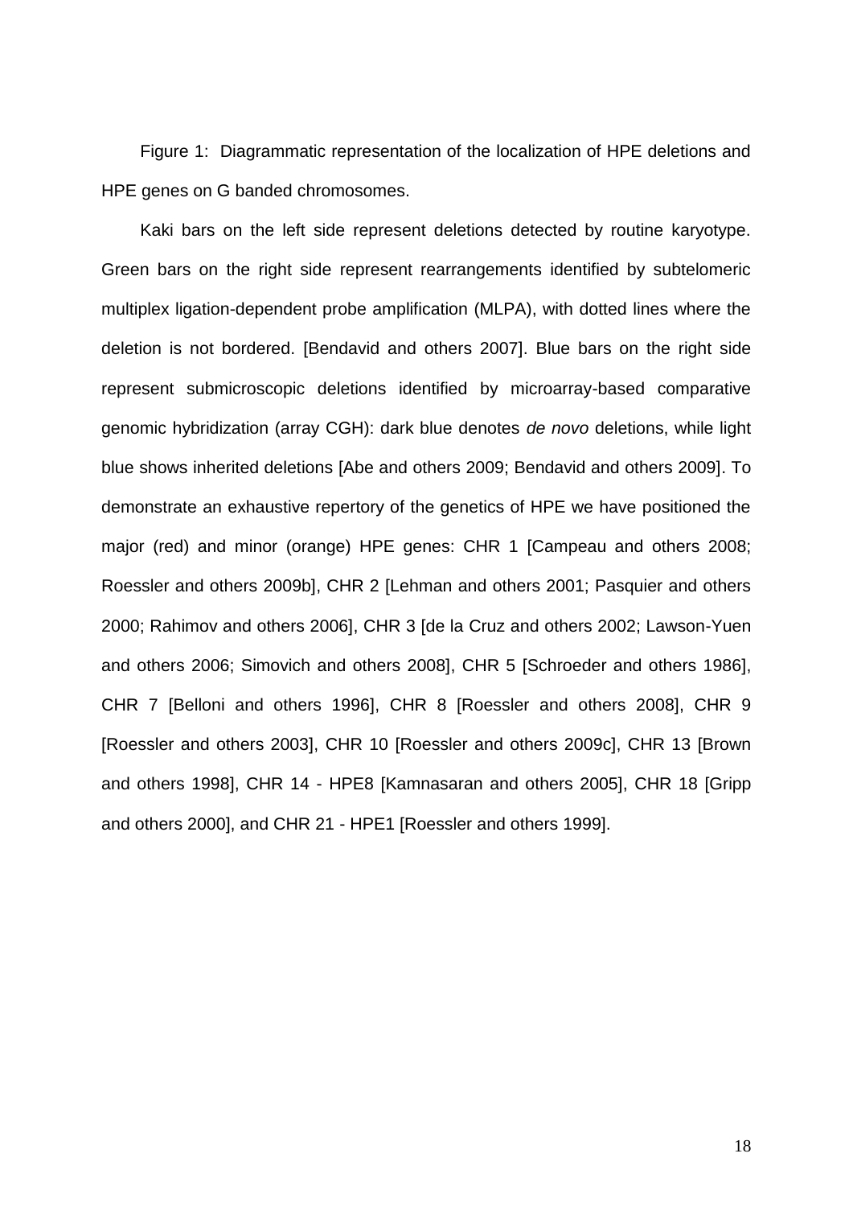Figure 1: Diagrammatic representation of the localization of HPE deletions and HPE genes on G banded chromosomes.

Kaki bars on the left side represent deletions detected by routine karyotype. Green bars on the right side represent rearrangements identified by subtelomeric multiplex ligation-dependent probe amplification (MLPA), with dotted lines where the deletion is not bordered. [Bendavid and others 2007]. Blue bars on the right side represent submicroscopic deletions identified by microarray-based comparative genomic hybridization (array CGH): dark blue denotes *de novo* deletions, while light blue shows inherited deletions [Abe and others 2009; Bendavid and others 2009]. To demonstrate an exhaustive repertory of the genetics of HPE we have positioned the major (red) and minor (orange) HPE genes: CHR 1 [Campeau and others 2008; Roessler and others 2009b], CHR 2 [Lehman and others 2001; Pasquier and others 2000; Rahimov and others 2006], CHR 3 [de la Cruz and others 2002; Lawson-Yuen and others 2006; Simovich and others 2008], CHR 5 [Schroeder and others 1986], CHR 7 [Belloni and others 1996], CHR 8 [Roessler and others 2008], CHR 9 [Roessler and others 2003], CHR 10 [Roessler and others 2009c], CHR 13 [Brown and others 1998], CHR 14 - HPE8 [Kamnasaran and others 2005], CHR 18 [Gripp and others 2000], and CHR 21 - HPE1 [Roessler and others 1999].